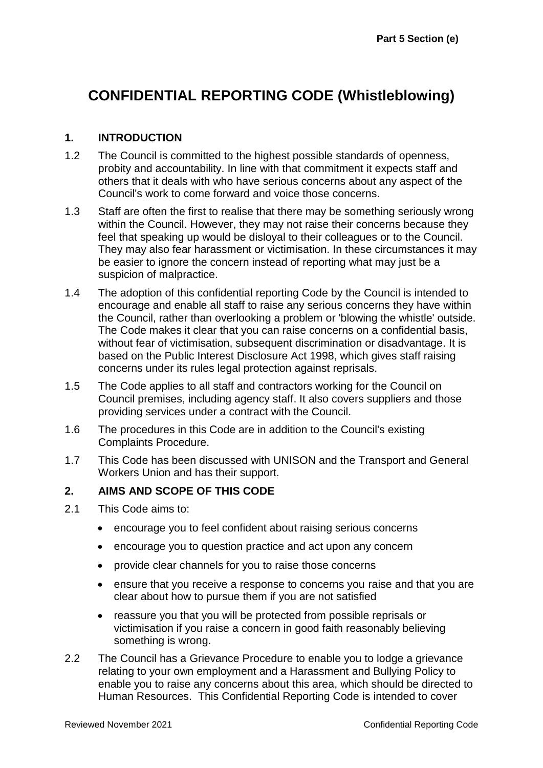# CONFIDENTIAL REPORTING CODE (Whistleblowing)

## 1. INTRODUCTION

1.2 The Council is committed to the highest possible standards of openness, probity and accountability. In line with that commitment it expects staff and others that it deals with who have serious concerns about any aspect of the Council's work to come forward and voice those concerns.

1.3 Staff are often the first to realise that there may be something seriously wrong within the Council. However, they may not raise their concerns because they feel that speaking up would be disloyal to their colleagues or to the Council. They may also fear harassment or victimisation. In these circumstances it may be easier to ignore the concern instead of reporting what may just be a suspicion of malpractice.

1.4 The adoption of this confidential reporting Code by the Council is intended to encourage and enable all staff to raise any serious concerns they have within the Council, rather than overlooking a problem or 'blowing the whistle' outside. The Code makes it clear that you can raise concerns on a confidential basis, without fear of victimisation, subsequent discrimination or disadvantage. It is based on the Public Interest Disclosure Act 1998, which gives staff raising concerns under its rules legal protection against reprisals.

1.5 The Code applies to all staff and contractors working for the Council on Council premises, including agency staff. It also covers suppliers and those providing services under a contract with the Council.

1.6 The procedures in this Code are in addition to the Council's existing Complaints Procedure.

1.7 This Code has been discussed with UNISON and the Transport and General Workers Union and has their support.

## 2. AIMS AND SCOPE OF THIS CODE

2.1 This Code aims to:

- encourage you to feel confident about raising serious concerns
- encourage you to question practice and act upon any concern
- provide clear channels for you to raise those concerns
- ensure that you receive a response to concerns you raise and that you are clear about how to pursue them if you are not satisfied
- reassure you that you will be protected from possible reprisals or victimisation if you raise a concern in good faith reasonably believing something is wrong.

2.2 The Council has a Grievance Procedure to enable you to lodge a grievance relating to your own employment and a Harassment and Bullying Policy to enable you to raise any concerns about this area, which should be directed to Human Resources. This Confidential Reporting Code is intended to cover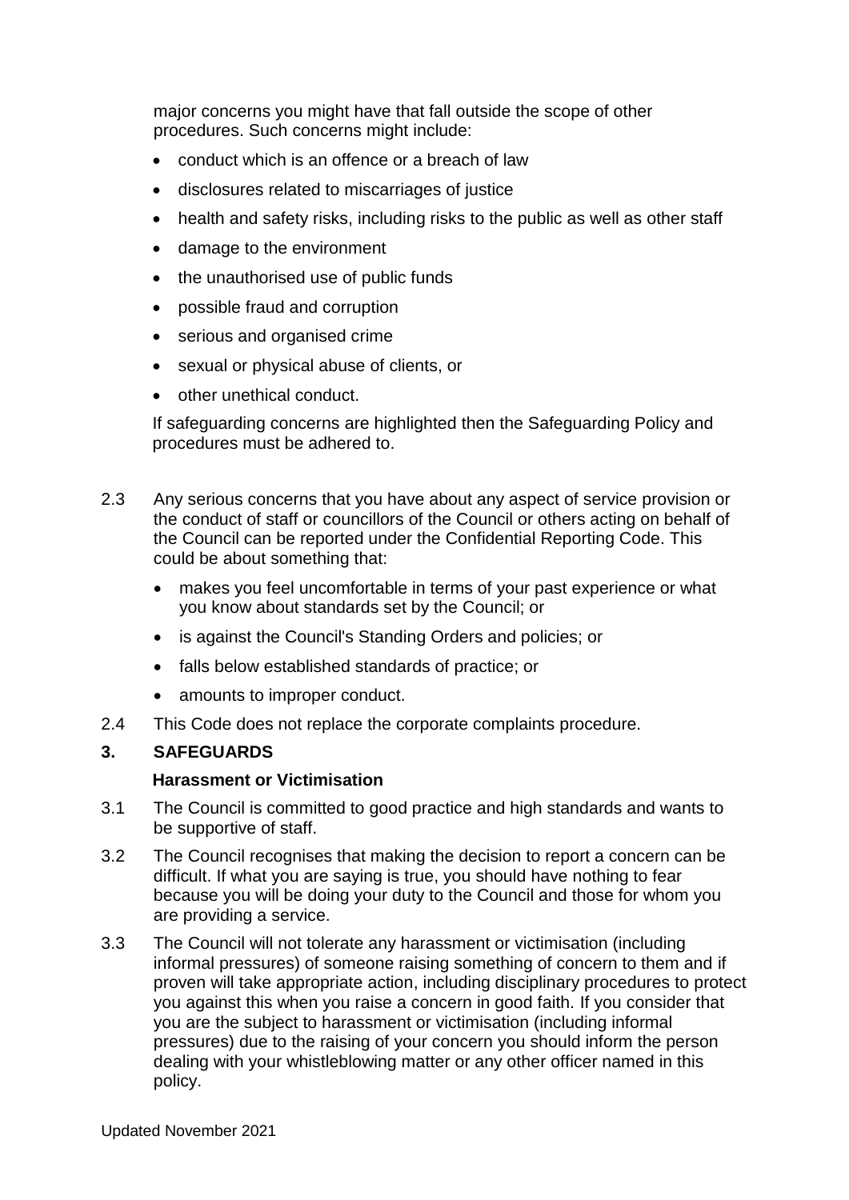major concerns you might have that fall outside the scope of other procedures. Such concerns might include:

- conduct which is an offence or a breach of law
- disclosures related to miscarriages of justice
- health and safety risks, including risks to the public as well as other staff
- damage to the environment
- the unauthorised use of public funds
- possible fraud and corruption
- serious and organised crime
- sexual or physical abuse of clients, or
- other unethical conduct.

If safeguarding concerns are highlighted then the Safeguarding Policy and procedures must be adhered to.

2.3 Any serious concerns that you have about any aspect of service provision or the conduct of staff or councillors of the Council or others acting on behalf of the Council can be reported under the Confidential Reporting Code. This could be about something that:

- makes you feel uncomfortable in terms of your past experience or what you know about standards set by the Council; or
- is against the Council's Standing Orders and policies; or
- falls below established standards of practice; or
- amounts to improper conduct.

2.4 This Code does not replace the corporate complaints procedure.

## 3. SAFEGUARDS

### Harassment or Victimisation

3.1 The Council is committed to good practice and high standards and wants to be supportive of staff.

3.2 The Council recognises that making the decision to report a concern can be difficult. If what you are saying is true, you should have nothing to fear because you will be doing your duty to the Council and those for whom you are providing a service.

3.3 The Council will not tolerate any harassment or victimisation (including informal pressures) of someone raising something of concern to them and if proven will take appropriate action, including disciplinary procedures to protect you against this when you raise a concern in good faith. If you consider that you are the subject to harassment or victimisation (including informal pressures) due to the raising of your concern you should inform the person dealing with your whistleblowing matter or any other officer named in this policy.

Updated November 2021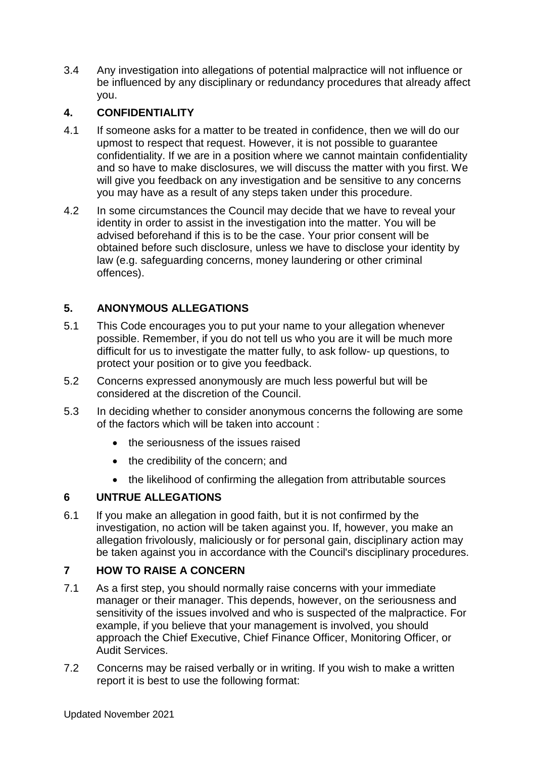3.4 Any investigation into allegations of potential malpractice will not influence or be influenced by any disciplinary or redundancy procedures that already affect you.

## 4. CONFIDENTIALITY

4.1 If someone asks for a matter to be treated in confidence, then we will do our upmost to respect that request. However, it is not possible to guarantee confidentiality. If we are in a position where we cannot maintain confidentiality and so have to make disclosures, we will discuss the matter with you first. We will give you feedback on any investigation and be sensitive to any concerns you may have as a result of any steps taken under this procedure.

4.2 In some circumstances the Council may decide that we have to reveal your identity in order to assist in the investigation into the matter. You will be advised beforehand if this is to be the case. Your prior consent will be obtained before such disclosure, unless we have to disclose your identity by law (e.g. safeguarding concerns, money laundering or other criminal offences).

## 5. ANONYMOUS ALLEGATIONS

5.1 This Code encourages you to put your name to your allegation whenever possible. Remember, if you do not tell us who you are it will be much more difficult for us to investigate the matter fully, to ask follow- up questions, to protect your position or to give you feedback.

5.2 Concerns expressed anonymously are much less powerful but will be considered at the discretion of the Council.

5.3 In deciding whether to consider anonymous concerns the following are some of the factors which will be taken into account :

- the seriousness of the issues raised
- the credibility of the concern; and
- the likelihood of confirming the allegation from attributable sources

## 6 UNTRUE ALLEGATIONS

6.1 If you make an allegation in good faith, but it is not confirmed by the investigation, no action will be taken against you. If, however, you make an allegation frivolously, maliciously or for personal gain, disciplinary action may be taken against you in accordance with the Council's disciplinary procedures.

## 7 HOW TO RAISE A CONCERN

7.1 As a first step, you should normally raise concerns with your immediate manager or their manager. This depends, however, on the seriousness and sensitivity of the issues involved and who is suspected of the malpractice. For example, if you believe that your management is involved, you should approach the Chief Executive, Chief Finance Officer, Monitoring Officer, or Audit Services.

7.2 Concerns may be raised verbally or in writing. If you wish to make a written report it is best to use the following format:

Updated November 2021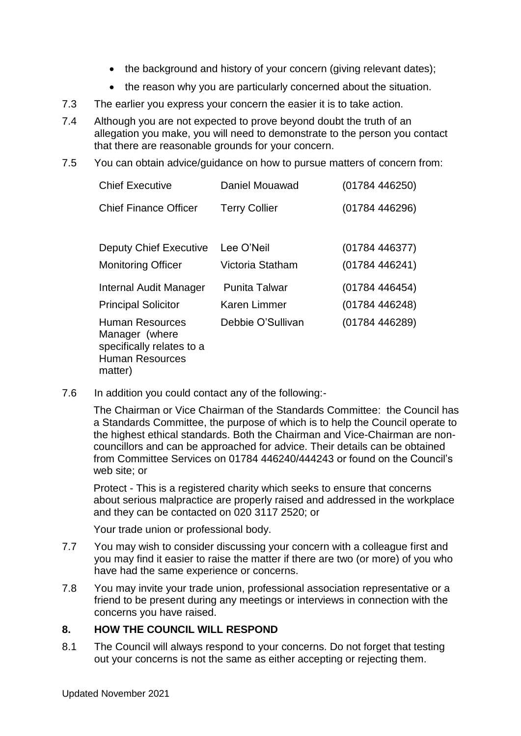- the background and history of your concern (giving relevant dates);
- the reason why you are particularly concerned about the situation.

7.3 The earlier you express your concern the easier it is to take action.

7.4 Although you are not expected to prove beyond doubt the truth of an allegation you make, you will need to demonstrate to the person you contact that there are reasonable grounds for your concern.

7.5 You can obtain advice/guidance on how to pursue matters of concern from:

| | | |
|---|---|---|
| Chief Executive | Daniel Mouawad | (01784 446250) |
| Chief Finance Officer | Terry Collier | (01784 446296) |
| Deputy Chief Executive | Lee O'Neil | (01784 446377) |
| Monitoring Officer | Victoria Statham | (01784 446241) |
| Internal Audit Manager | Punita Talwar | (01784 446454) |
| Principal Solicitor | Karen Limmer | (01784 446248) |
| Human Resources Manager (where specifically relates to a Human Resources matter) | Debbie O'Sullivan | (01784 446289) |

7.6 In addition you could contact any of the following:-

The Chairman or Vice Chairman of the Standards Committee: the Council has a Standards Committee, the purpose of which is to help the Council operate to the highest ethical standards. Both the Chairman and Vice-Chairman are non-councillors and can be approached for advice. Their details can be obtained from Committee Services on 01784 446240/444243 or found on the Council's web site; or

Protect - This is a registered charity which seeks to ensure that concerns about serious malpractice are properly raised and addressed in the workplace and they can be contacted on 020 3117 2520; or

Your trade union or professional body.

7.7 You may wish to consider discussing your concern with a colleague first and you may find it easier to raise the matter if there are two (or more) of you who have had the same experience or concerns.

7.8 You may invite your trade union, professional association representative or a friend to be present during any meetings or interviews in connection with the concerns you have raised.

## 8. HOW THE COUNCIL WILL RESPOND

8.1 The Council will always respond to your concerns. Do not forget that testing out your concerns is not the same as either accepting or rejecting them.

Updated November 2021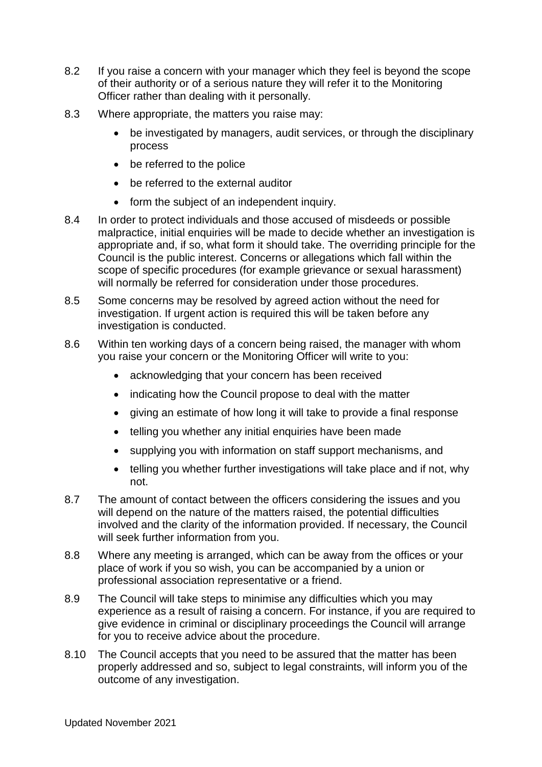8.2 If you raise a concern with your manager which they feel is beyond the scope of their authority or of a serious nature they will refer it to the Monitoring Officer rather than dealing with it personally.

8.3 Where appropriate, the matters you raise may:

- be investigated by managers, audit services, or through the disciplinary process
- be referred to the police
- be referred to the external auditor
- form the subject of an independent inquiry.

8.4 In order to protect individuals and those accused of misdeeds or possible malpractice, initial enquiries will be made to decide whether an investigation is appropriate and, if so, what form it should take. The overriding principle for the Council is the public interest. Concerns or allegations which fall within the scope of specific procedures (for example grievance or sexual harassment) will normally be referred for consideration under those procedures.

8.5 Some concerns may be resolved by agreed action without the need for investigation. If urgent action is required this will be taken before any investigation is conducted.

8.6 Within ten working days of a concern being raised, the manager with whom you raise your concern or the Monitoring Officer will write to you:

- acknowledging that your concern has been received
- indicating how the Council propose to deal with the matter
- giving an estimate of how long it will take to provide a final response
- telling you whether any initial enquiries have been made
- supplying you with information on staff support mechanisms, and
- telling you whether further investigations will take place and if not, why not.

8.7 The amount of contact between the officers considering the issues and you will depend on the nature of the matters raised, the potential difficulties involved and the clarity of the information provided. If necessary, the Council will seek further information from you.

8.8 Where any meeting is arranged, which can be away from the offices or your place of work if you so wish, you can be accompanied by a union or professional association representative or a friend.

8.9 The Council will take steps to minimise any difficulties which you may experience as a result of raising a concern. For instance, if you are required to give evidence in criminal or disciplinary proceedings the Council will arrange for you to receive advice about the procedure.

8.10 The Council accepts that you need to be assured that the matter has been properly addressed and so, subject to legal constraints, will inform you of the outcome of any investigation.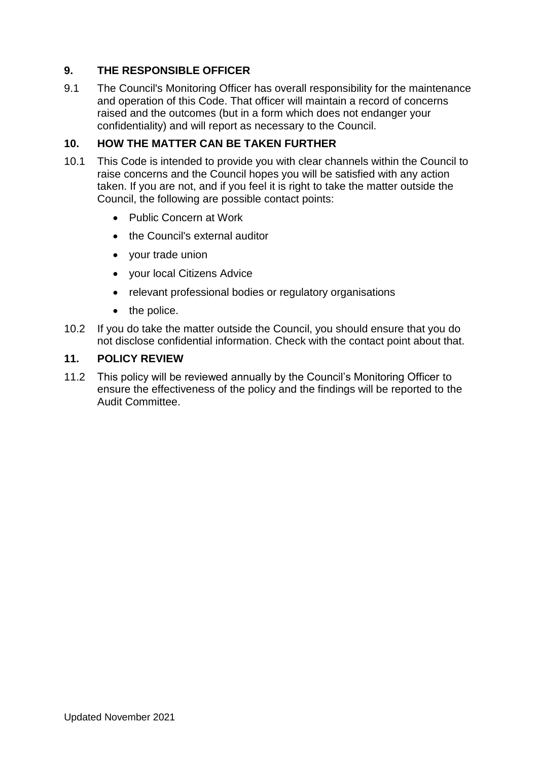## 9. THE RESPONSIBLE OFFICER

9.1 The Council's Monitoring Officer has overall responsibility for the maintenance and operation of this Code. That officer will maintain a record of concerns raised and the outcomes (but in a form which does not endanger your confidentiality) and will report as necessary to the Council.

## 10. HOW THE MATTER CAN BE TAKEN FURTHER

10.1 This Code is intended to provide you with clear channels within the Council to raise concerns and the Council hopes you will be satisfied with any action taken. If you are not, and if you feel it is right to take the matter outside the Council, the following are possible contact points:

- Public Concern at Work
- the Council's external auditor
- your trade union
- your local Citizens Advice
- relevant professional bodies or regulatory organisations
- the police.

10.2 If you do take the matter outside the Council, you should ensure that you do not disclose confidential information. Check with the contact point about that.

## 11. POLICY REVIEW

11.2 This policy will be reviewed annually by the Council's Monitoring Officer to ensure the effectiveness of the policy and the findings will be reported to the Audit Committee.

Updated November 2021